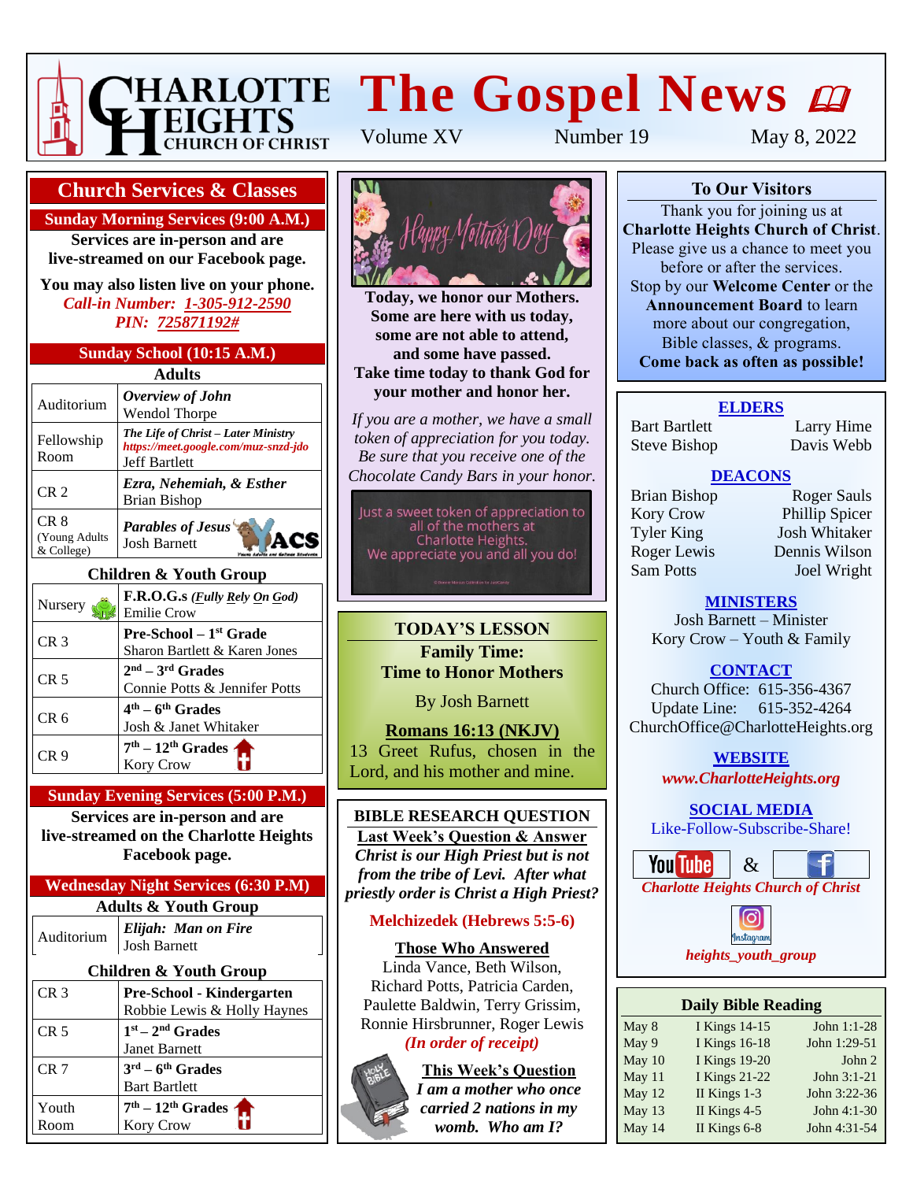# The Gospel News

Charlotte Heights Church of Christ

Volume XV | Number 19 | May 8, 2022

## Church Services & Classes

### Sunday Morning Services (9:00 A.M.)

**Services are in-person and are live-streamed on our Facebook page.**

**You may also listen live on your phone.**

***Call-in Number: 1-305-912-2590***

***PIN: 725871192#***

### Sunday School (10:15 A.M.)

**Adults**

| Room | Class |
|---|---|
| Auditorium | ***Overview of John*** Wendol Thorpe |
| Fellowship Room | ***The Life of Christ – Later Ministry*** *https://meet.google.com/muz-snzd-jdo* Jeff Bartlett |
| CR 2 | ***Ezra, Nehemiah, & Esther*** Brian Bishop |
| CR 8 (Young Adults & College) | ***Parables of Jesus*** Josh Barnett |

**Children & Youth Group**

| Room | Class |
|---|---|
| Nursery | **F.R.O.G.s *(Fully Rely On God)*** Emilie Crow |
| CR 3 | **Pre-School – 1st Grade** Sharon Bartlett & Karen Jones |
| CR 5 | **2nd – 3rd Grades** Connie Potts & Jennifer Potts |
| CR 6 | **4th – 6th Grades** Josh & Janet Whitaker |
| CR 9 | **7th – 12th Grades** Kory Crow |

### Sunday Evening Services (5:00 P.M.)

**Services are in-person and are live-streamed on the Charlotte Heights Facebook page.**

### Wednesday Night Services (6:30 P.M)

**Adults & Youth Group**

| Room | Class |
|---|---|
| Auditorium | ***Elijah: Man on Fire*** Josh Barnett |

**Children & Youth Group**

| Room | Class |
|---|---|
| CR 3 | **Pre-School - Kindergarten** Robbie Lewis & Holly Haynes |
| CR 5 | **1st – 2nd Grades** Janet Barnett |
| CR 7 | **3rd – 6th Grades** Bart Bartlett |
| Youth Room | **7th – 12th Grades** Kory Crow |

Happy Mother's Day

**Today, we honor our Mothers. Some are here with us today, some are not able to attend, and some have passed. Take time today to thank God for your mother and honor her.**

*If you are a mother, we have a small token of appreciation for you today. Be sure that you receive one of the Chocolate Candy Bars in your honor.*

Just a sweet token of appreciation to all of the mothers at Charlotte Heights. We appreciate you and all you do!

## TODAY'S LESSON

**Family Time: Time to Honor Mothers**

By Josh Barnett

**Romans 16:13 (NKJV)**

13 Greet Rufus, chosen in the Lord, and his mother and mine.

## BIBLE RESEARCH QUESTION

**Last Week's Question & Answer**

***Christ is our High Priest but is not from the tribe of Levi. After what priestly order is Christ a High Priest?***

**Melchizedek (Hebrews 5:5-6)**

**Those Who Answered**

Linda Vance, Beth Wilson, Richard Potts, Patricia Carden, Paulette Baldwin, Terry Grissim, Ronnie Hirsbrunner, Roger Lewis

***(In order of receipt)***

**This Week's Question**

***I am a mother who once carried 2 nations in my womb. Who am I?***

## To Our Visitors

Thank you for joining us at **Charlotte Heights Church of Christ**. Please give us a chance to meet you before or after the services. Stop by our **Welcome Center** or the **Announcement Board** to learn more about our congregation, Bible classes, & programs. **Come back as often as possible!**

### ELDERS

Bart Bartlett, Larry Hime, Steve Bishop, Davis Webb

### DEACONS

Brian Bishop, Roger Sauls, Kory Crow, Phillip Spicer, Tyler King, Josh Whitaker, Roger Lewis, Dennis Wilson, Sam Potts, Joel Wright

### MINISTERS

Josh Barnett – Minister
Kory Crow – Youth & Family

### CONTACT

Church Office: 615-356-4367
Update Line: 615-352-4264
ChurchOffice@CharlotteHeights.org

### WEBSITE

***www.CharlotteHeights.org***

### SOCIAL MEDIA

Like-Follow-Subscribe-Share!

YouTube & Facebook: ***Charlotte Heights Church of Christ***

Instagram: ***heights_youth_group***

### Daily Bible Reading

| Date | Old Testament | New Testament |
|---|---|---|
| May 8 | I Kings 14-15 | John 1:1-28 |
| May 9 | I Kings 16-18 | John 1:29-51 |
| May 10 | I Kings 19-20 | John 2 |
| May 11 | I Kings 21-22 | John 3:1-21 |
| May 12 | II Kings 1-3 | John 3:22-36 |
| May 13 | II Kings 4-5 | John 4:1-30 |
| May 14 | II Kings 6-8 | John 4:31-54 |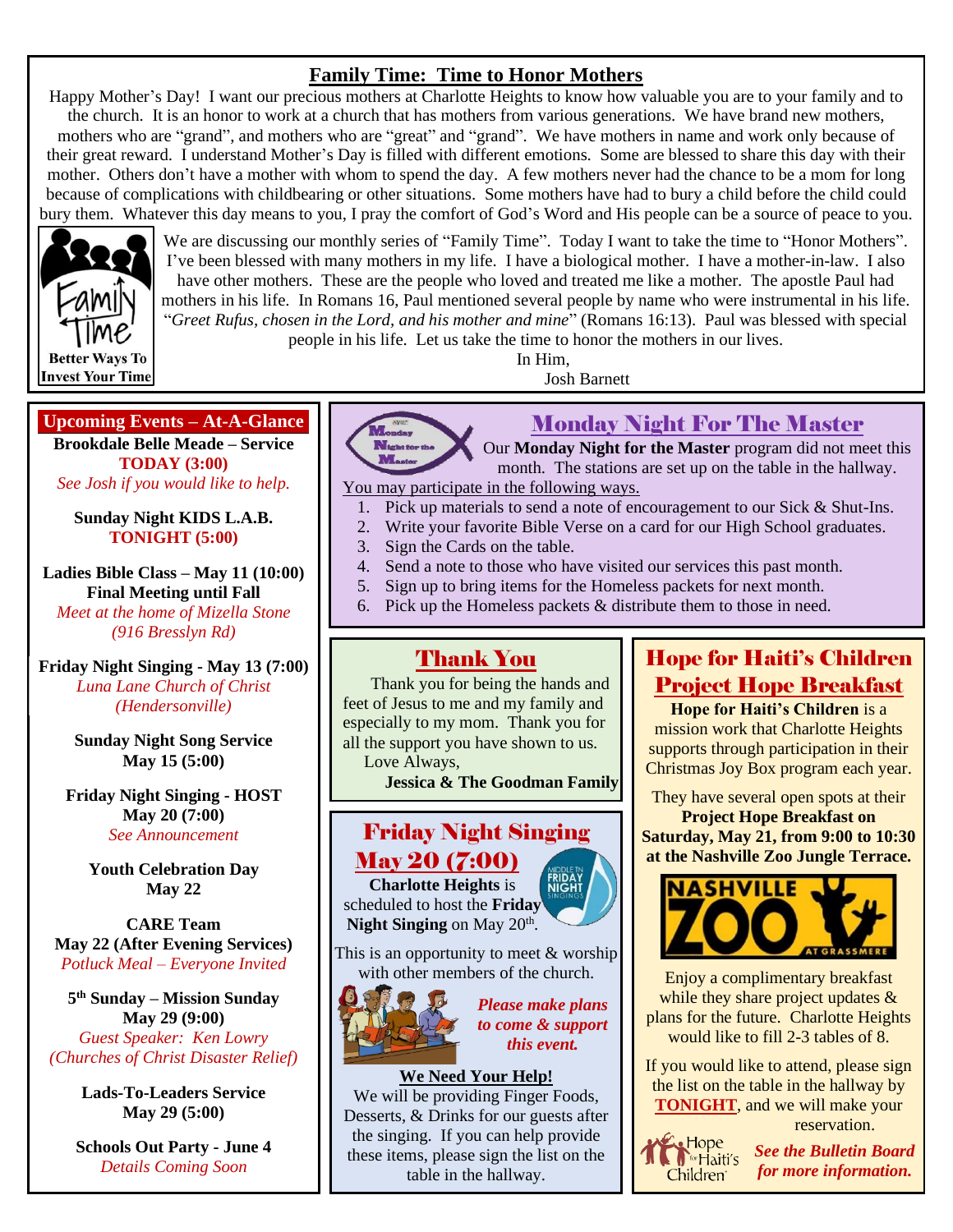## Family Time: Time to Honor Mothers

Happy Mother's Day! I want our precious mothers at Charlotte Heights to know how valuable you are to your family and to the church. It is an honor to work at a church that has mothers from various generations. We have brand new mothers, mothers who are "grand", and mothers who are "great" and "grand". We have mothers in name and work only because of their great reward. I understand Mother's Day is filled with different emotions. Some are blessed to share this day with their mother. Others don't have a mother with whom to spend the day. A few mothers never had the chance to be a mom for long because of complications with childbearing or other situations. Some mothers have had to bury a child before the child could bury them. Whatever this day means to you, I pray the comfort of God's Word and His people can be a source of peace to you.

Family Time – Better Ways To Invest Your Time

We are discussing our monthly series of "Family Time". Today I want to take the time to "Honor Mothers". I've been blessed with many mothers in my life. I have a biological mother. I have a mother-in-law. I also have other mothers. These are the people who loved and treated me like a mother. The apostle Paul had mothers in his life. In Romans 16, Paul mentioned several people by name who were instrumental in his life. "*Greet Rufus, chosen in the Lord, and his mother and mine*" (Romans 16:13). Paul was blessed with special people in his life. Let us take the time to honor the mothers in our lives.

In Him,
Josh Barnett

## Upcoming Events – At-A-Glance

**Brookdale Belle Meade – Service**
**TODAY (3:00)**
*See Josh if you would like to help.*

**Sunday Night KIDS L.A.B.**
**TONIGHT (5:00)**

**Ladies Bible Class – May 11 (10:00)**
**Final Meeting until Fall**
*Meet at the home of Mizella Stone (916 Bresslyn Rd)*

**Friday Night Singing - May 13 (7:00)**
*Luna Lane Church of Christ (Hendersonville)*

**Sunday Night Song Service**
**May 15 (5:00)**

**Friday Night Singing - HOST**
**May 20 (7:00)**
*See Announcement*

**Youth Celebration Day**
**May 22**

**CARE Team**
**May 22 (After Evening Services)**
*Potluck Meal – Everyone Invited*

**5th Sunday – Mission Sunday**
**May 29 (9:00)**
*Guest Speaker: Ken Lowry (Churches of Christ Disaster Relief)*

**Lads-To-Leaders Service**
**May 29 (5:00)**

**Schools Out Party - June 4**
*Details Coming Soon*

## Monday Night For The Master

Our **Monday Night for the Master** program did not meet this month. The stations are set up on the table in the hallway.

You may participate in the following ways.

1. Pick up materials to send a note of encouragement to our Sick & Shut-Ins.
2. Write your favorite Bible Verse on a card for our High School graduates.
3. Sign the Cards on the table.
4. Send a note to those who have visited our services this past month.
5. Sign up to bring items for the Homeless packets for next month.
6. Pick up the Homeless packets & distribute them to those in need.

## Thank You

Thank you for being the hands and feet of Jesus to me and my family and especially to my mom. Thank you for all the support you have shown to us.

Love Always,
**Jessica & The Goodman Family**

## Friday Night Singing May 20 (7:00)

**Charlotte Heights** is scheduled to host the **Friday Night Singing** on May 20th.

This is an opportunity to meet & worship with other members of the church.

*Please make plans to come & support this event.*

**We Need Your Help!**
We will be providing Finger Foods, Desserts, & Drinks for our guests after the singing. If you can help provide these items, please sign the list on the table in the hallway.

## Hope for Haiti's Children Project Hope Breakfast

**Hope for Haiti's Children** is a mission work that Charlotte Heights supports through participation in their Christmas Joy Box program each year.

They have several open spots at their **Project Hope Breakfast on Saturday, May 21, from 9:00 to 10:30 at the Nashville Zoo Jungle Terrace.**

Enjoy a complimentary breakfast while they share project updates & plans for the future. Charlotte Heights would like to fill 2-3 tables of 8.

If you would like to attend, please sign the list on the table in the hallway by **TONIGHT**, and we will make your reservation.

*See the Bulletin Board for more information.*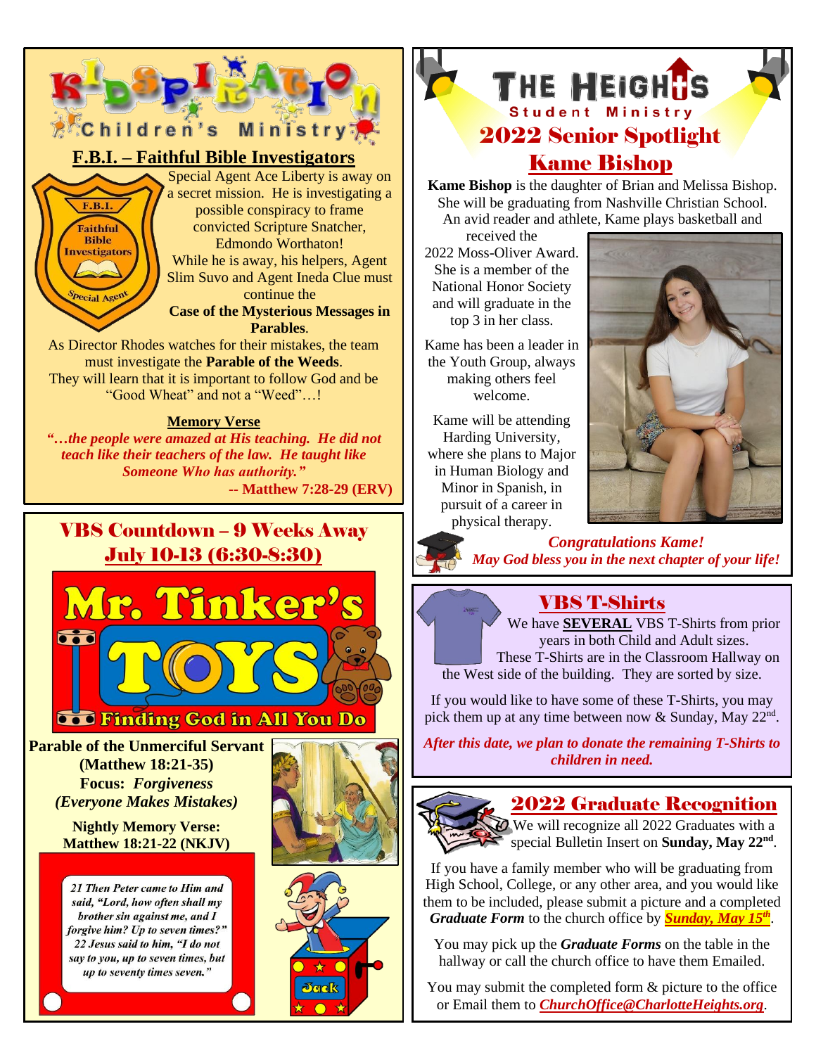# KIDSPIRATION Children's Ministry

## F.B.I. – Faithful Bible Investigators

F.B.I. Faithful Bible Investigators Special Agent

Special Agent Ace Liberty is away on a secret mission. He is investigating a possible conspiracy to frame convicted Scripture Snatcher, Edmondo Worthaton! While he is away, his helpers, Agent Slim Suvo and Agent Ineda Clue must continue the **Case of the Mysterious Messages in Parables**.

As Director Rhodes watches for their mistakes, the team must investigate the **Parable of the Weeds**. They will learn that it is important to follow God and be "Good Wheat" and not a "Weed"…!

**Memory Verse**

***"…the people were amazed at His teaching. He did not teach like their teachers of the law. He taught like Someone Who has authority."***

**-- Matthew 7:28-29 (ERV)**

## VBS Countdown – 9 Weeks Away

## July 10-13 (6:30-8:30)

**Mr. Tinker's TOYS**

**Finding God in All You Do**

**Parable of the Unmerciful Servant (Matthew 18:21-35)**

**Focus: *Forgiveness***

***(Everyone Makes Mistakes)***

**Nightly Memory Verse: Matthew 18:21-22 (NKJV)**

***21 Then Peter came to Him and said, "Lord, how often shall my brother sin against me, and I forgive him? Up to seven times?" 22 Jesus said to him, "I do not say to you, up to seven times, but up to seventy times seven."***

Jack

# THE HEIGHTS Student Ministry

## 2022 Senior Spotlight

## Kame Bishop

**Kame Bishop** is the daughter of Brian and Melissa Bishop. She will be graduating from Nashville Christian School. An avid reader and athlete, Kame plays basketball and received the 2022 Moss-Oliver Award. She is a member of the National Honor Society and will graduate in the top 3 in her class.

Kame has been a leader in the Youth Group, always making others feel welcome.

Kame will be attending Harding University, where she plans to Major in Human Biology and Minor in Spanish, in pursuit of a career in physical therapy.

***Congratulations Kame!***

***May God bless you in the next chapter of your life!***

## VBS T-Shirts

We have **SEVERAL** VBS T-Shirts from prior years in both Child and Adult sizes. These T-Shirts are in the Classroom Hallway on the West side of the building. They are sorted by size.

If you would like to have some of these T-Shirts, you may pick them up at any time between now & Sunday, May 22nd.

***After this date, we plan to donate the remaining T-Shirts to children in need.***

## 2022 Graduate Recognition

We will recognize all 2022 Graduates with a special Bulletin Insert on **Sunday, May 22nd**.

If you have a family member who will be graduating from High School, College, or any other area, and you would like them to be included, please submit a picture and a completed ***Graduate Form*** to the church office by ***Sunday, May 15th***.

You may pick up the ***Graduate Forms*** on the table in the hallway or call the church office to have them Emailed.

You may submit the completed form & picture to the office or Email them to ***ChurchOffice@CharlotteHeights.org***.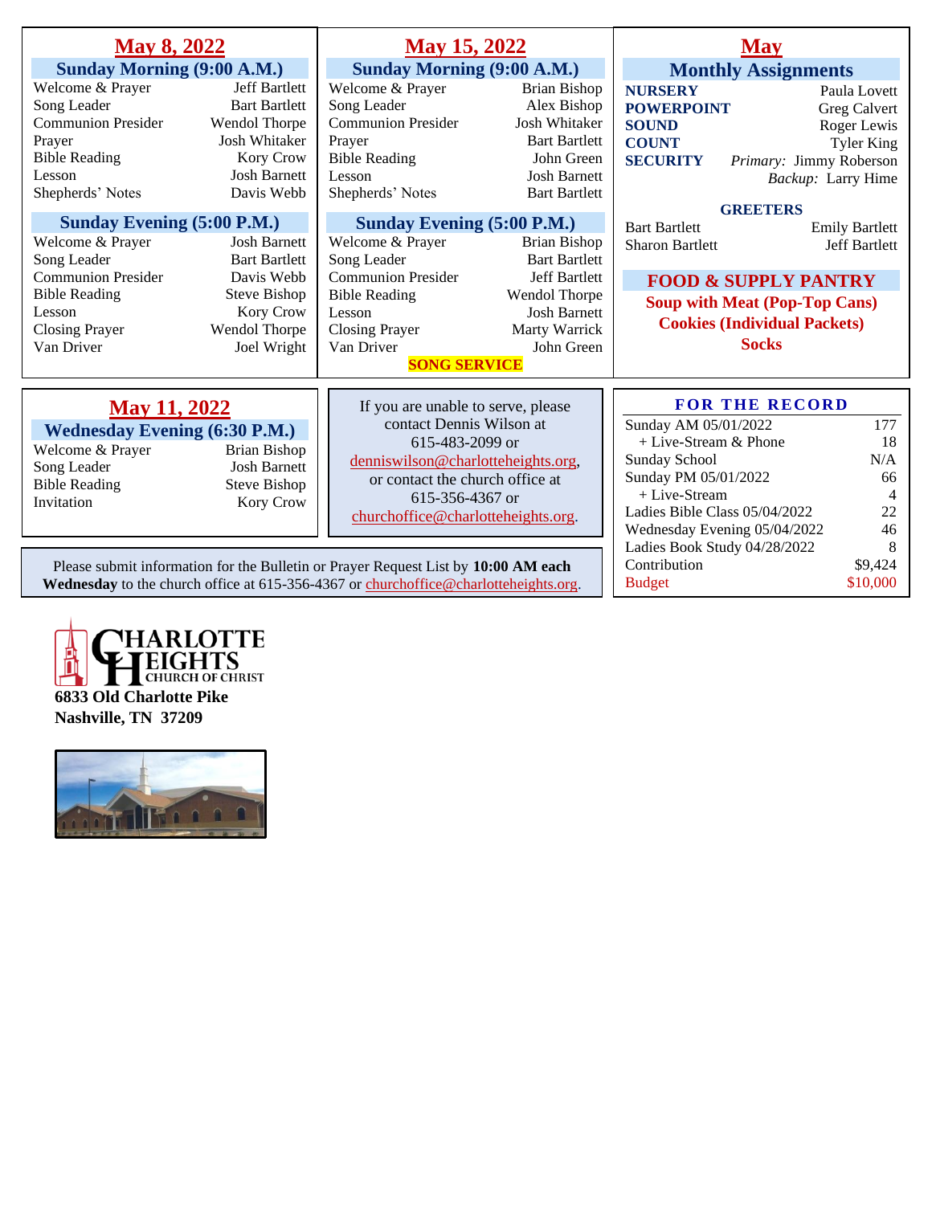## May 8, 2022

### Sunday Morning (9:00 A.M.)

| | |
|---|---|
| Welcome & Prayer | Jeff Bartlett |
| Song Leader | Bart Bartlett |
| Communion Presider | Wendol Thorpe |
| Prayer | Josh Whitaker |
| Bible Reading | Kory Crow |
| Lesson | Josh Barnett |
| Shepherds' Notes | Davis Webb |

### Sunday Evening (5:00 P.M.)

| | |
|---|---|
| Welcome & Prayer | Josh Barnett |
| Song Leader | Bart Bartlett |
| Communion Presider | Davis Webb |
| Bible Reading | Steve Bishop |
| Lesson | Kory Crow |
| Closing Prayer | Wendol Thorpe |
| Van Driver | Joel Wright |

## May 15, 2022

### Sunday Morning (9:00 A.M.)

| | |
|---|---|
| Welcome & Prayer | Brian Bishop |
| Song Leader | Alex Bishop |
| Communion Presider | Josh Whitaker |
| Prayer | Bart Bartlett |
| Bible Reading | John Green |
| Lesson | Josh Barnett |
| Shepherds' Notes | Bart Bartlett |

### Sunday Evening (5:00 P.M.)

| | |
|---|---|
| Welcome & Prayer | Brian Bishop |
| Song Leader | Bart Bartlett |
| Communion Presider | Jeff Bartlett |
| Bible Reading | Wendol Thorpe |
| Lesson | Josh Barnett |
| Closing Prayer | Marty Warrick |
| Van Driver | John Green |

**SONG SERVICE**

## May

### Monthly Assignments

| | |
|---|---|
| **NURSERY** | Paula Lovett |
| **POWERPOINT** | Greg Calvert |
| **SOUND** | Roger Lewis |
| **COUNT** | Tyler King |
| **SECURITY** | *Primary:* Jimmy Roberson |
| | *Backup:* Larry Hime |

**GREETERS**

| | |
|---|---|
| Bart Bartlett | Emily Bartlett |
| Sharon Bartlett | Jeff Bartlett |

### FOOD & SUPPLY PANTRY

**Soup with Meat (Pop-Top Cans)**
**Cookies (Individual Packets)**
**Socks**

## May 11, 2022

### Wednesday Evening (6:30 P.M.)

| | |
|---|---|
| Welcome & Prayer | Brian Bishop |
| Song Leader | Josh Barnett |
| Bible Reading | Steve Bishop |
| Invitation | Kory Crow |

If you are unable to serve, please contact Dennis Wilson at 615-483-2099 or denniswilson@charlotteheights.org, or contact the church office at 615-356-4367 or churchoffice@charlotteheights.org.

### FOR THE RECORD

| | |
|---|---|
| Sunday AM 05/01/2022 | 177 |
| + Live-Stream & Phone | 18 |
| Sunday School | N/A |
| Sunday PM 05/01/2022 | 66 |
| + Live-Stream | 4 |
| Ladies Bible Class 05/04/2022 | 22 |
| Wednesday Evening 05/04/2022 | 46 |
| Ladies Book Study 04/28/2022 | 8 |
| Contribution | $9,424 |
| Budget | $10,000 |

Please submit information for the Bulletin or Prayer Request List by **10:00 AM each Wednesday** to the church office at 615-356-4367 or churchoffice@charlotteheights.org.

**CHARLOTTE HEIGHTS CHURCH OF CHRIST**

**6833 Old Charlotte Pike**
**Nashville, TN 37209**